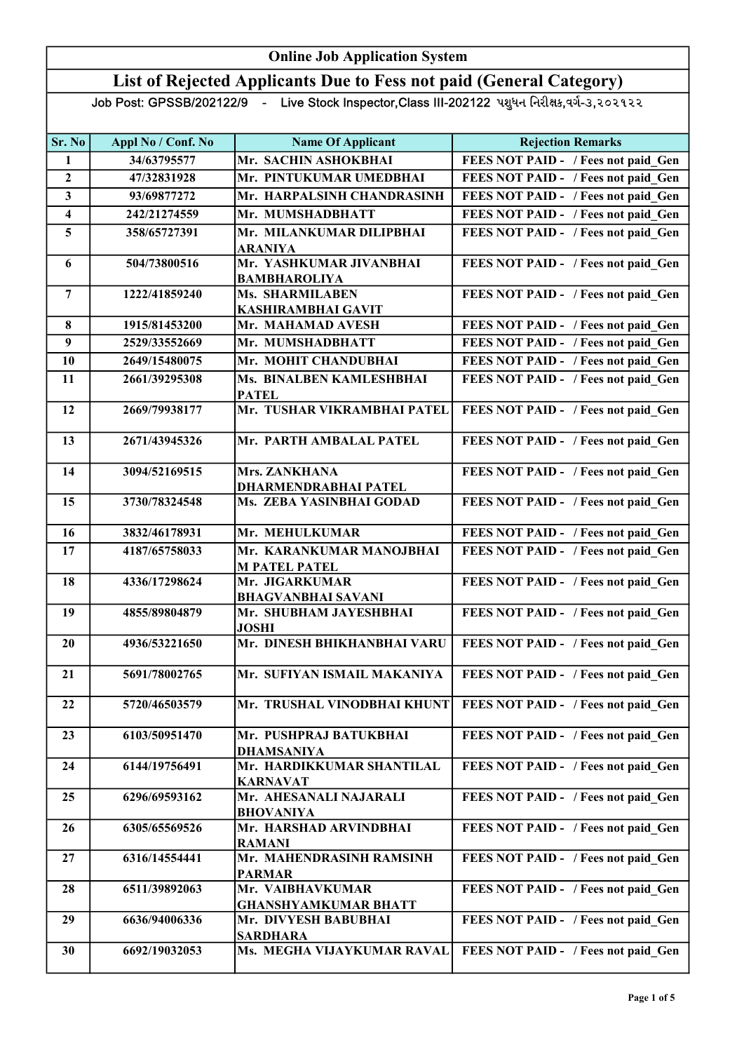# Online Job Application System

## List of Rejected Applicants Due to Fess not paid (General Category)

Job Post: GPSSB/202122/9 - Live Stock Inspector,Class III-202122 પશુધન નિરીક્ષક,વર્ગ-૩,૨૦૨૧૨૨

| Sr. No | Appl No / Conf. No | Name Of Applicant | Rejection Remarks |
|---|---|---|---|
| 1 | 34/63795577 | Mr. SACHIN ASHOKBHAI | FEES NOT PAID - / Fees not paid_Gen |
| 2 | 47/32831928 | Mr. PINTUKUMAR UMEDBHAI | FEES NOT PAID - / Fees not paid_Gen |
| 3 | 93/69877272 | Mr. HARPALSINH CHANDRASINH | FEES NOT PAID - / Fees not paid_Gen |
| 4 | 242/21274559 | Mr. MUMSHADBHATT | FEES NOT PAID - / Fees not paid_Gen |
| 5 | 358/65727391 | Mr. MILANKUMAR DILIPBHAI ARANIYA | FEES NOT PAID - / Fees not paid_Gen |
| 6 | 504/73800516 | Mr. YASHKUMAR JIVANBHAI BAMBHAROLIYA | FEES NOT PAID - / Fees not paid_Gen |
| 7 | 1222/41859240 | Ms. SHARMILABEN KASHIRAMBHAI GAVIT | FEES NOT PAID - / Fees not paid_Gen |
| 8 | 1915/81453200 | Mr. MAHAMAD AVESH | FEES NOT PAID - / Fees not paid_Gen |
| 9 | 2529/33552669 | Mr. MUMSHADBHATT | FEES NOT PAID - / Fees not paid_Gen |
| 10 | 2649/15480075 | Mr. MOHIT CHANDUBHAI | FEES NOT PAID - / Fees not paid_Gen |
| 11 | 2661/39295308 | Ms. BINALBEN KAMLESHBHAI PATEL | FEES NOT PAID - / Fees not paid_Gen |
| 12 | 2669/79938177 | Mr. TUSHAR VIKRAMBHAI PATEL | FEES NOT PAID - / Fees not paid_Gen |
| 13 | 2671/43945326 | Mr. PARTH AMBALAL PATEL | FEES NOT PAID - / Fees not paid_Gen |
| 14 | 3094/52169515 | Mrs. ZANKHANA DHARMENDRABHAI PATEL | FEES NOT PAID - / Fees not paid_Gen |
| 15 | 3730/78324548 | Ms. ZEBA YASINBHAI GODAD | FEES NOT PAID - / Fees not paid_Gen |
| 16 | 3832/46178931 | Mr. MEHULKUMAR | FEES NOT PAID - / Fees not paid_Gen |
| 17 | 4187/65758033 | Mr. KARANKUMAR MANOJBHAI M PATEL PATEL | FEES NOT PAID - / Fees not paid_Gen |
| 18 | 4336/17298624 | Mr. JIGARKUMAR BHAGVANBHAI SAVANI | FEES NOT PAID - / Fees not paid_Gen |
| 19 | 4855/89804879 | Mr. SHUBHAM JAYESHBHAI JOSHI | FEES NOT PAID - / Fees not paid_Gen |
| 20 | 4936/53221650 | Mr. DINESH BHIKHANBHAI VARU | FEES NOT PAID - / Fees not paid_Gen |
| 21 | 5691/78002765 | Mr. SUFIYAN ISMAIL MAKANIYA | FEES NOT PAID - / Fees not paid_Gen |
| 22 | 5720/46503579 | Mr. TRUSHAL VINODBHAI KHUNT | FEES NOT PAID - / Fees not paid_Gen |
| 23 | 6103/50951470 | Mr. PUSHPRAJ BATUKBHAI DHAMSANIYA | FEES NOT PAID - / Fees not paid_Gen |
| 24 | 6144/19756491 | Mr. HARDIKKUMAR SHANTILAL KARNAVAT | FEES NOT PAID - / Fees not paid_Gen |
| 25 | 6296/69593162 | Mr. AHESANALI NAJARALI BHOVANIYA | FEES NOT PAID - / Fees not paid_Gen |
| 26 | 6305/65569526 | Mr. HARSHAD ARVINDBHAI RAMANI | FEES NOT PAID - / Fees not paid_Gen |
| 27 | 6316/14554441 | Mr. MAHENDRASINH RAMSINH PARMAR | FEES NOT PAID - / Fees not paid_Gen |
| 28 | 6511/39892063 | Mr. VAIBHAVKUMAR GHANSHYAMKUMAR BHATT | FEES NOT PAID - / Fees not paid_Gen |
| 29 | 6636/94006336 | Mr. DIVYESH BABUBHAI SARDHARA | FEES NOT PAID - / Fees not paid_Gen |
| 30 | 6692/19032053 | Ms. MEGHA VIJAYKUMAR RAVAL | FEES NOT PAID - / Fees not paid_Gen |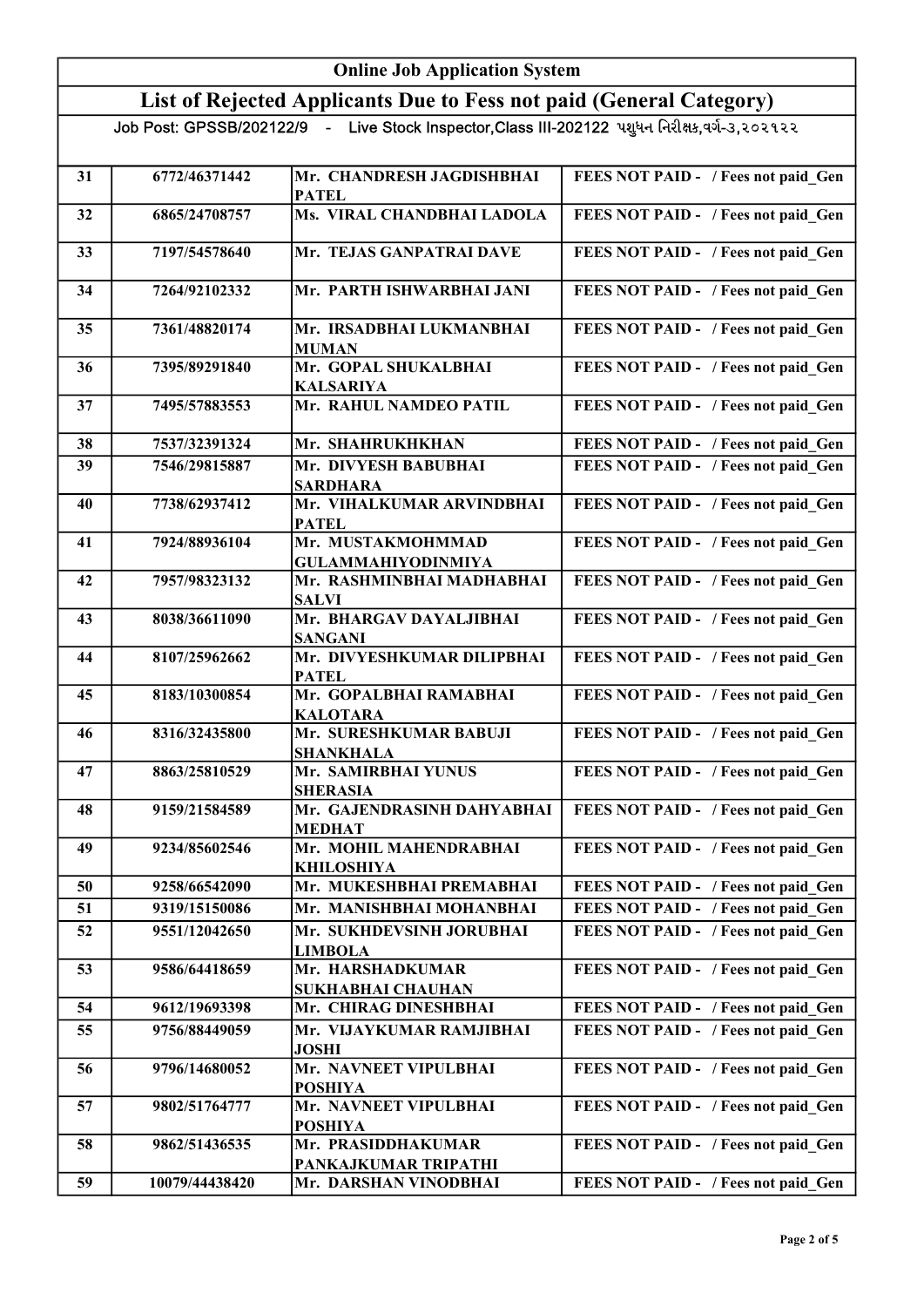| Online Job Application System | | | |
|---|---|---|---|
| **List of Rejected Applicants Due to Fess not paid (General Category)** | | | |
| Job Post: GPSSB/202122/9 - Live Stock Inspector,Class III-202122 પશુધન નિરીક્ષક,વર્ગ-૩,૨૦૨૧૨૨ | | | |
| 31 | 6772/46371442 | Mr. CHANDRESH JAGDISHBHAI PATEL | FEES NOT PAID - / Fees not paid_Gen |
| 32 | 6865/24708757 | Ms. VIRAL CHANDBHAI LADOLA | FEES NOT PAID - / Fees not paid_Gen |
| 33 | 7197/54578640 | Mr. TEJAS GANPATRAI DAVE | FEES NOT PAID - / Fees not paid_Gen |
| 34 | 7264/92102332 | Mr. PARTH ISHWARBHAI JANI | FEES NOT PAID - / Fees not paid_Gen |
| 35 | 7361/48820174 | Mr. IRSADBHAI LUKMANBHAI MUMAN | FEES NOT PAID - / Fees not paid_Gen |
| 36 | 7395/89291840 | Mr. GOPAL SHUKALBHAI KALSARIYA | FEES NOT PAID - / Fees not paid_Gen |
| 37 | 7495/57883553 | Mr. RAHUL NAMDEO PATIL | FEES NOT PAID - / Fees not paid_Gen |
| 38 | 7537/32391324 | Mr. SHAHRUKHKHAN | FEES NOT PAID - / Fees not paid_Gen |
| 39 | 7546/29815887 | Mr. DIVYESH BABUBHAI SARDHARA | FEES NOT PAID - / Fees not paid_Gen |
| 40 | 7738/62937412 | Mr. VIHALKUMAR ARVINDBHAI PATEL | FEES NOT PAID - / Fees not paid_Gen |
| 41 | 7924/88936104 | Mr. MUSTAKMOHMMAD GULAMMAHIYODINMIYA | FEES NOT PAID - / Fees not paid_Gen |
| 42 | 7957/98323132 | Mr. RASHMINBHAI MADHABHAI SALVI | FEES NOT PAID - / Fees not paid_Gen |
| 43 | 8038/36611090 | Mr. BHARGAV DAYALJIBHAI SANGANI | FEES NOT PAID - / Fees not paid_Gen |
| 44 | 8107/25962662 | Mr. DIVYESHKUMAR DILIPBHAI PATEL | FEES NOT PAID - / Fees not paid_Gen |
| 45 | 8183/10300854 | Mr. GOPALBHAI RAMABHAI KALOTARA | FEES NOT PAID - / Fees not paid_Gen |
| 46 | 8316/32435800 | Mr. SURESHKUMAR BABUJI SHANKHALA | FEES NOT PAID - / Fees not paid_Gen |
| 47 | 8863/25810529 | Mr. SAMIRBHAI YUNUS SHERASIA | FEES NOT PAID - / Fees not paid_Gen |
| 48 | 9159/21584589 | Mr. GAJENDRASINH DAHYABHAI MEDHAT | FEES NOT PAID - / Fees not paid_Gen |
| 49 | 9234/85602546 | Mr. MOHIL MAHENDRABHAI KHILOSHIYA | FEES NOT PAID - / Fees not paid_Gen |
| 50 | 9258/66542090 | Mr. MUKESHBHAI PREMABHAI | FEES NOT PAID - / Fees not paid_Gen |
| 51 | 9319/15150086 | Mr. MANISHBHAI MOHANBHAI | FEES NOT PAID - / Fees not paid_Gen |
| 52 | 9551/12042650 | Mr. SUKHDEVSINH JORUBHAI LIMBOLA | FEES NOT PAID - / Fees not paid_Gen |
| 53 | 9586/64418659 | Mr. HARSHADKUMAR SUKHABHAI CHAUHAN | FEES NOT PAID - / Fees not paid_Gen |
| 54 | 9612/19693398 | Mr. CHIRAG DINESHBHAI | FEES NOT PAID - / Fees not paid_Gen |
| 55 | 9756/88449059 | Mr. VIJAYKUMAR RAMJIBHAI JOSHI | FEES NOT PAID - / Fees not paid_Gen |
| 56 | 9796/14680052 | Mr. NAVNEET VIPULBHAI POSHIYA | FEES NOT PAID - / Fees not paid_Gen |
| 57 | 9802/51764777 | Mr. NAVNEET VIPULBHAI POSHIYA | FEES NOT PAID - / Fees not paid_Gen |
| 58 | 9862/51436535 | Mr. PRASIDDHAKUMAR PANKAJKUMAR TRIPATHI | FEES NOT PAID - / Fees not paid_Gen |
| 59 | 10079/44438420 | Mr. DARSHAN VINODBHAI | FEES NOT PAID - / Fees not paid_Gen |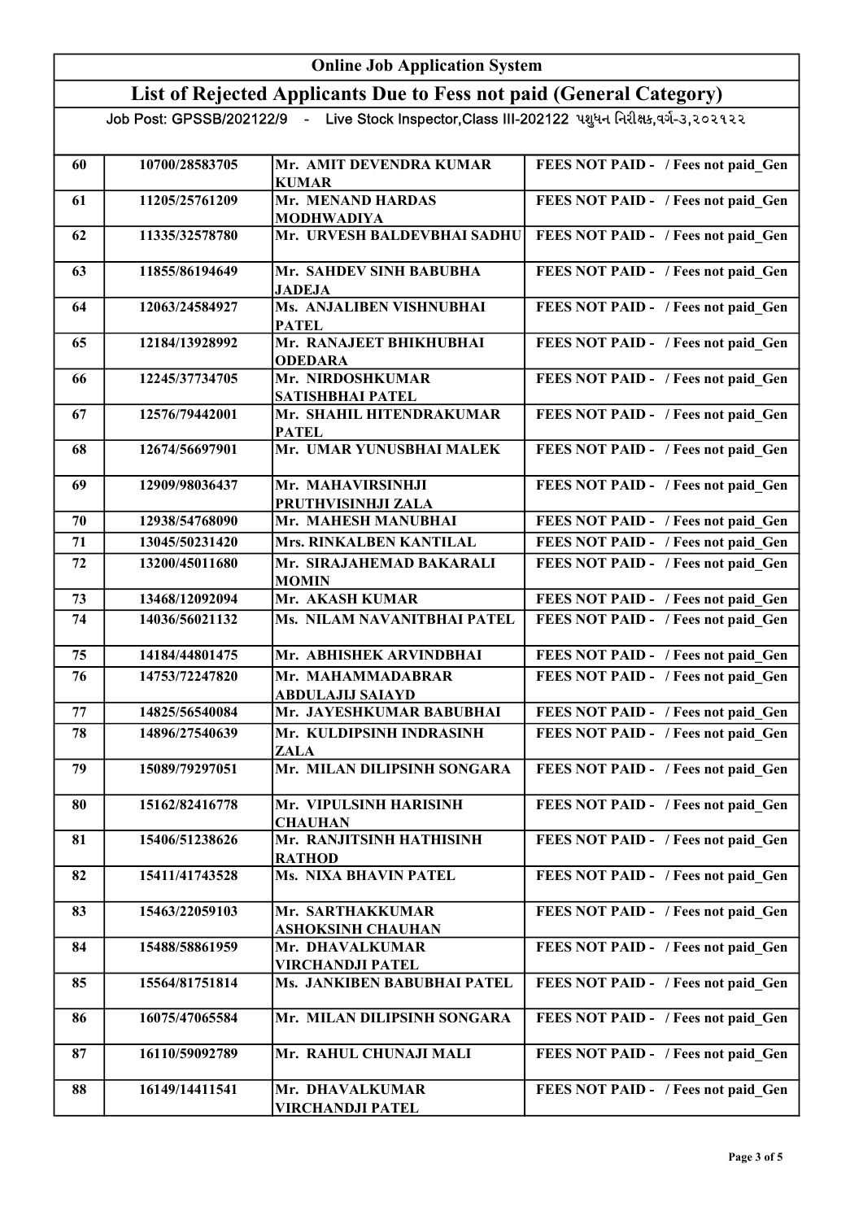## Online Job Application System

## List of Rejected Applicants Due to Fess not paid (General Category)

Job Post: GPSSB/202122/9 - Live Stock Inspector,Class III-202122 પશુધન નિરીક્ષક,વર્ગ-૩,૨૦૨૧૨૨

| | | | |
|---|---|---|---|
| 60 | 10700/28583705 | Mr. AMIT DEVENDRA KUMAR KUMAR | FEES NOT PAID - / Fees not paid_Gen |
| 61 | 11205/25761209 | Mr. MENAND HARDAS MODHWADIYA | FEES NOT PAID - / Fees not paid_Gen |
| 62 | 11335/32578780 | Mr. URVESH BALDEVBHAI SADHU | FEES NOT PAID - / Fees not paid_Gen |
| 63 | 11855/86194649 | Mr. SAHDEV SINH BABUBHA JADEJA | FEES NOT PAID - / Fees not paid_Gen |
| 64 | 12063/24584927 | Ms. ANJALIBEN VISHNUBHAI PATEL | FEES NOT PAID - / Fees not paid_Gen |
| 65 | 12184/13928992 | Mr. RANAJEET BHIKHUBHAI ODEDARA | FEES NOT PAID - / Fees not paid_Gen |
| 66 | 12245/37734705 | Mr. NIRDOSHKUMAR SATISHBHAI PATEL | FEES NOT PAID - / Fees not paid_Gen |
| 67 | 12576/79442001 | Mr. SHAHIL HITENDRAKUMAR PATEL | FEES NOT PAID - / Fees not paid_Gen |
| 68 | 12674/56697901 | Mr. UMAR YUNUSBHAI MALEK | FEES NOT PAID - / Fees not paid_Gen |
| 69 | 12909/98036437 | Mr. MAHAVIRSINHJI PRUTHVISINHJI ZALA | FEES NOT PAID - / Fees not paid_Gen |
| 70 | 12938/54768090 | Mr. MAHESH MANUBHAI | FEES NOT PAID - / Fees not paid_Gen |
| 71 | 13045/50231420 | Mrs. RINKALBEN KANTILAL | FEES NOT PAID - / Fees not paid_Gen |
| 72 | 13200/45011680 | Mr. SIRAJAHEMAD BAKARALI MOMIN | FEES NOT PAID - / Fees not paid_Gen |
| 73 | 13468/12092094 | Mr. AKASH KUMAR | FEES NOT PAID - / Fees not paid_Gen |
| 74 | 14036/56021132 | Ms. NILAM NAVANITBHAI PATEL | FEES NOT PAID - / Fees not paid_Gen |
| 75 | 14184/44801475 | Mr. ABHISHEK ARVINDBHAI | FEES NOT PAID - / Fees not paid_Gen |
| 76 | 14753/72247820 | Mr. MAHAMMADABRAR ABDULAJIJ SAIAYD | FEES NOT PAID - / Fees not paid_Gen |
| 77 | 14825/56540084 | Mr. JAYESHKUMAR BABUBHAI | FEES NOT PAID - / Fees not paid_Gen |
| 78 | 14896/27540639 | Mr. KULDIPSINH INDRASINH ZALA | FEES NOT PAID - / Fees not paid_Gen |
| 79 | 15089/79297051 | Mr. MILAN DILIPSINH SONGARA | FEES NOT PAID - / Fees not paid_Gen |
| 80 | 15162/82416778 | Mr. VIPULSINH HARISINH CHAUHAN | FEES NOT PAID - / Fees not paid_Gen |
| 81 | 15406/51238626 | Mr. RANJITSINH HATHISINH RATHOD | FEES NOT PAID - / Fees not paid_Gen |
| 82 | 15411/41743528 | Ms. NIXA BHAVIN PATEL | FEES NOT PAID - / Fees not paid_Gen |
| 83 | 15463/22059103 | Mr. SARTHAKKUMAR ASHOKSINH CHAUHAN | FEES NOT PAID - / Fees not paid_Gen |
| 84 | 15488/58861959 | Mr. DHAVALKUMAR VIRCHANDJI PATEL | FEES NOT PAID - / Fees not paid_Gen |
| 85 | 15564/81751814 | Ms. JANKIBEN BABUBHAI PATEL | FEES NOT PAID - / Fees not paid_Gen |
| 86 | 16075/47065584 | Mr. MILAN DILIPSINH SONGARA | FEES NOT PAID - / Fees not paid_Gen |
| 87 | 16110/59092789 | Mr. RAHUL CHUNAJI MALI | FEES NOT PAID - / Fees not paid_Gen |
| 88 | 16149/14411541 | Mr. DHAVALKUMAR VIRCHANDJI PATEL | FEES NOT PAID - / Fees not paid_Gen |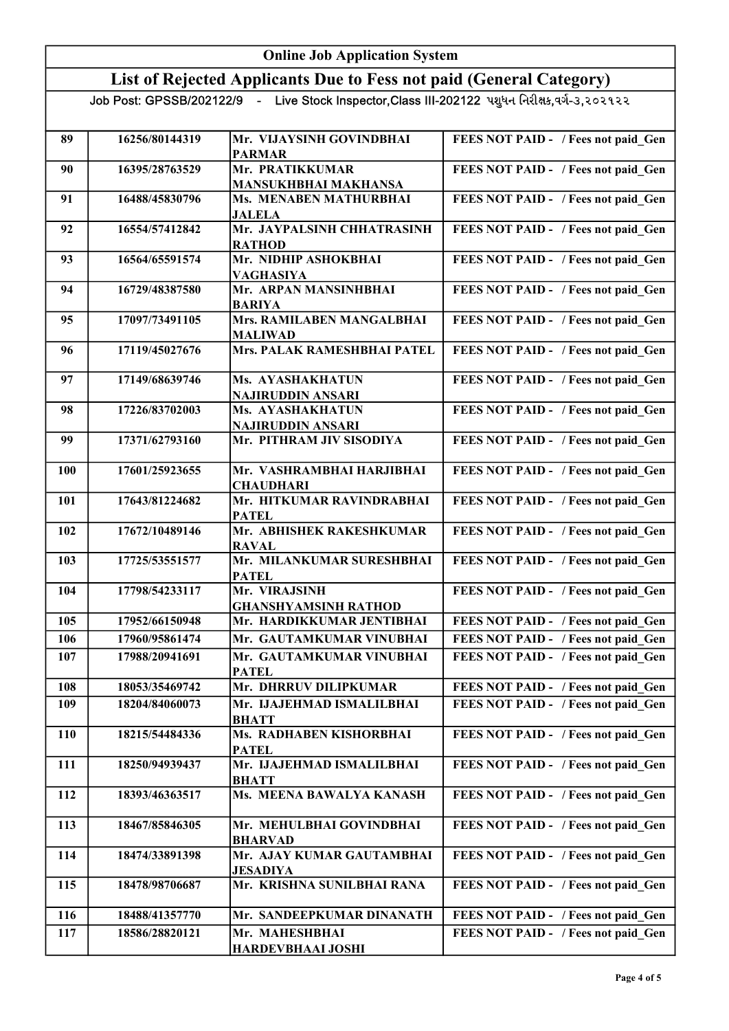| Online Job Application System | | | |
|---|---|---|---|
| **List of Rejected Applicants Due to Fess not paid (General Category)** | | | |
| Job Post: GPSSB/202122/9 - Live Stock Inspector,Class III-202122 પશુધન નિરીક્ષક,વર્ગ-૩,૨૦૨૧૨૨ | | | |
| 89 | 16256/80144319 | Mr. VIJAYSINH GOVINDBHAI PARMAR | FEES NOT PAID - / Fees not paid_Gen |
| 90 | 16395/28763529 | Mr. PRATIKKUMAR MANSUKHBHAI MAKHANSA | FEES NOT PAID - / Fees not paid_Gen |
| 91 | 16488/45830796 | Ms. MENABEN MATHURBHAI JALELA | FEES NOT PAID - / Fees not paid_Gen |
| 92 | 16554/57412842 | Mr. JAYPALSINH CHHATRASINH RATHOD | FEES NOT PAID - / Fees not paid_Gen |
| 93 | 16564/65591574 | Mr. NIDHIP ASHOKBHAI VAGHASIYA | FEES NOT PAID - / Fees not paid_Gen |
| 94 | 16729/48387580 | Mr. ARPAN MANSINHBHAI BARIYA | FEES NOT PAID - / Fees not paid_Gen |
| 95 | 17097/73491105 | Mrs. RAMILABEN MANGALBHAI MALIWAD | FEES NOT PAID - / Fees not paid_Gen |
| 96 | 17119/45027676 | Mrs. PALAK RAMESHBHAI PATEL | FEES NOT PAID - / Fees not paid_Gen |
| 97 | 17149/68639746 | Ms. AYASHAKHATUN NAJIRUDDIN ANSARI | FEES NOT PAID - / Fees not paid_Gen |
| 98 | 17226/83702003 | Ms. AYASHAKHATUN NAJIRUDDIN ANSARI | FEES NOT PAID - / Fees not paid_Gen |
| 99 | 17371/62793160 | Mr. PITHRAM JIV SISODIYA | FEES NOT PAID - / Fees not paid_Gen |
| 100 | 17601/25923655 | Mr. VASHRAMBHAI HARJIBHAI CHAUDHARI | FEES NOT PAID - / Fees not paid_Gen |
| 101 | 17643/81224682 | Mr. HITKUMAR RAVINDRABHAI PATEL | FEES NOT PAID - / Fees not paid_Gen |
| 102 | 17672/10489146 | Mr. ABHISHEK RAKESHKUMAR RAVAL | FEES NOT PAID - / Fees not paid_Gen |
| 103 | 17725/53551577 | Mr. MILANKUMAR SURESHBHAI PATEL | FEES NOT PAID - / Fees not paid_Gen |
| 104 | 17798/54233117 | Mr. VIRAJSINH GHANSHYAMSINH RATHOD | FEES NOT PAID - / Fees not paid_Gen |
| 105 | 17952/66150948 | Mr. HARDIKKUMAR JENTIBHAI | FEES NOT PAID - / Fees not paid_Gen |
| 106 | 17960/95861474 | Mr. GAUTAMKUMAR VINUBHAI | FEES NOT PAID - / Fees not paid_Gen |
| 107 | 17988/20941691 | Mr. GAUTAMKUMAR VINUBHAI PATEL | FEES NOT PAID - / Fees not paid_Gen |
| 108 | 18053/35469742 | Mr. DHRRUV DILIPKUMAR | FEES NOT PAID - / Fees not paid_Gen |
| 109 | 18204/84060073 | Mr. IJAJEHMAD ISMALILBHAI BHATT | FEES NOT PAID - / Fees not paid_Gen |
| 110 | 18215/54484336 | Ms. RADHABEN KISHORBHAI PATEL | FEES NOT PAID - / Fees not paid_Gen |
| 111 | 18250/94939437 | Mr. IJAJEHMAD ISMALILBHAI BHATT | FEES NOT PAID - / Fees not paid_Gen |
| 112 | 18393/46363517 | Ms. MEENA BAWALYA KANASH | FEES NOT PAID - / Fees not paid_Gen |
| 113 | 18467/85846305 | Mr. MEHULBHAI GOVINDBHAI BHARVAD | FEES NOT PAID - / Fees not paid_Gen |
| 114 | 18474/33891398 | Mr. AJAY KUMAR GAUTAMBHAI JESADIYA | FEES NOT PAID - / Fees not paid_Gen |
| 115 | 18478/98706687 | Mr. KRISHNA SUNILBHAI RANA | FEES NOT PAID - / Fees not paid_Gen |
| 116 | 18488/41357770 | Mr. SANDEEPKUMAR DINANATH | FEES NOT PAID - / Fees not paid_Gen |
| 117 | 18586/28820121 | Mr. MAHESHBHAI HARDEVBHAAI JOSHI | FEES NOT PAID - / Fees not paid_Gen |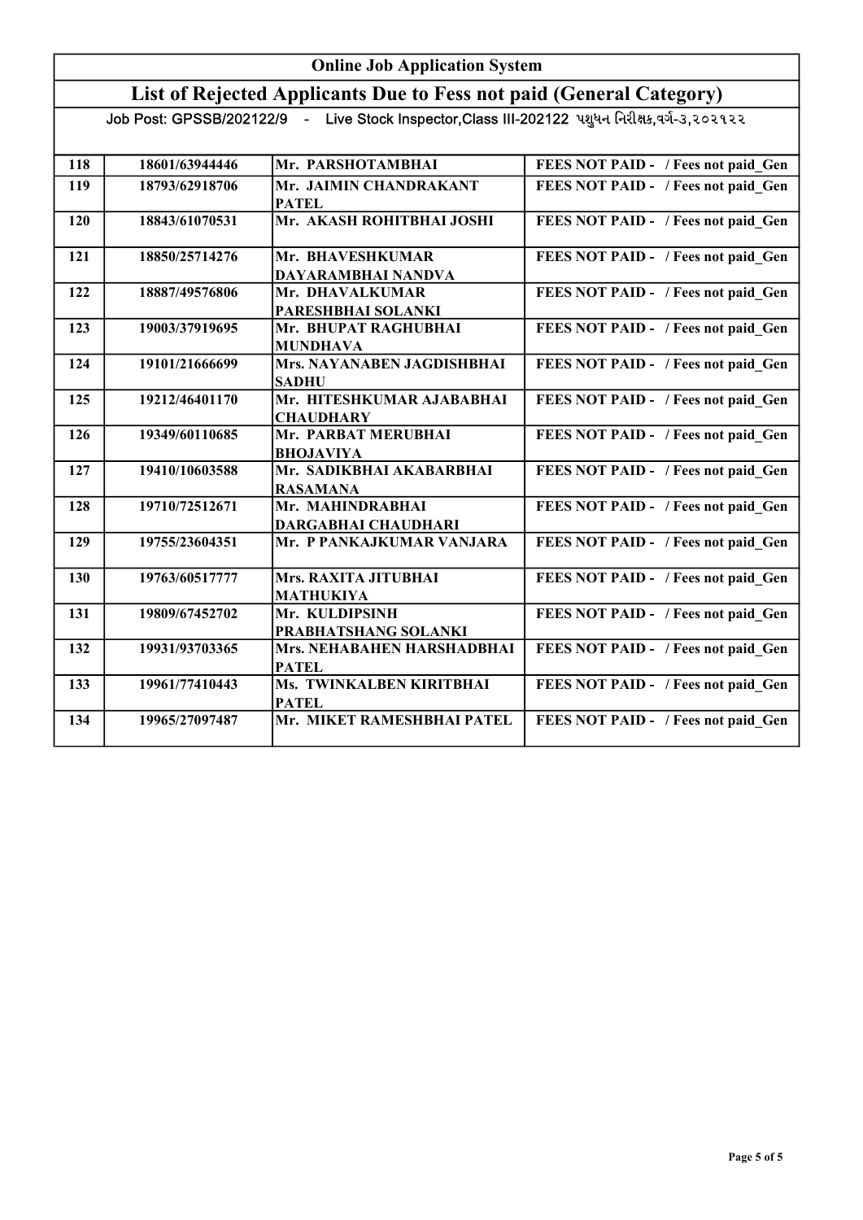# Online Job Application System

## List of Rejected Applicants Due to Fess not paid (General Category)

Job Post: GPSSB/202122/9 - Live Stock Inspector,Class III-202122 પશુધન નિરીક્ષક,વર્ગ-૩,૨૦૨૧૨૨

| | | | |
|---|---|---|---|
| 118 | 18601/63944446 | Mr. PARSHOTAMBHAI | FEES NOT PAID - / Fees not paid_Gen |
| 119 | 18793/62918706 | Mr. JAIMIN CHANDRAKANT PATEL | FEES NOT PAID - / Fees not paid_Gen |
| 120 | 18843/61070531 | Mr. AKASH ROHITBHAI JOSHI | FEES NOT PAID - / Fees not paid_Gen |
| 121 | 18850/25714276 | Mr. BHAVESHKUMAR DAYARAMBHAI NANDVA | FEES NOT PAID - / Fees not paid_Gen |
| 122 | 18887/49576806 | Mr. DHAVALKUMAR PARESHBHAI SOLANKI | FEES NOT PAID - / Fees not paid_Gen |
| 123 | 19003/37919695 | Mr. BHUPAT RAGHUBHAI MUNDHAVA | FEES NOT PAID - / Fees not paid_Gen |
| 124 | 19101/21666699 | Mrs. NAYANABEN JAGDISHBHAI SADHU | FEES NOT PAID - / Fees not paid_Gen |
| 125 | 19212/46401170 | Mr. HITESHKUMAR AJABABHAI CHAUDHARY | FEES NOT PAID - / Fees not paid_Gen |
| 126 | 19349/60110685 | Mr. PARBAT MERUBHAI BHOJAVIYA | FEES NOT PAID - / Fees not paid_Gen |
| 127 | 19410/10603588 | Mr. SADIKBHAI AKABARBHAI RASAMANA | FEES NOT PAID - / Fees not paid_Gen |
| 128 | 19710/72512671 | Mr. MAHINDRABHAI DARGABHAI CHAUDHARI | FEES NOT PAID - / Fees not paid_Gen |
| 129 | 19755/23604351 | Mr. P PANKAJKUMAR VANJARA | FEES NOT PAID - / Fees not paid_Gen |
| 130 | 19763/60517777 | Mrs. RAXITA JITUBHAI MATHUKIYA | FEES NOT PAID - / Fees not paid_Gen |
| 131 | 19809/67452702 | Mr. KULDIPSINH PRABHATSHANG SOLANKI | FEES NOT PAID - / Fees not paid_Gen |
| 132 | 19931/93703365 | Mrs. NEHABAHEN HARSHADBHAI PATEL | FEES NOT PAID - / Fees not paid_Gen |
| 133 | 19961/77410443 | Ms. TWINKALBEN KIRITBHAI PATEL | FEES NOT PAID - / Fees not paid_Gen |
| 134 | 19965/27097487 | Mr. MIKET RAMESHBHAI PATEL | FEES NOT PAID - / Fees not paid_Gen |